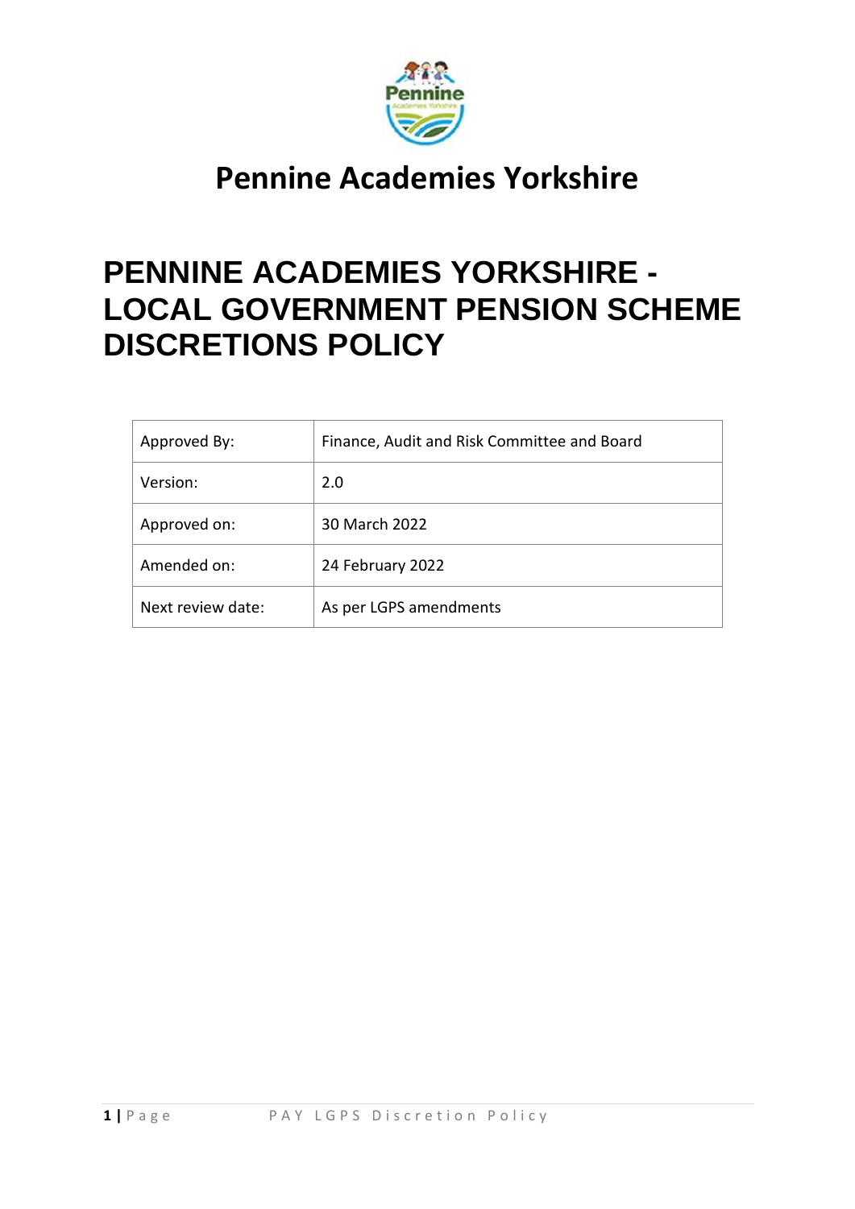# Pennine Academies Yorkshire

# PENNINE ACADEMIES YORKSHIRE - LOCAL GOVERNMENT PENSION SCHEME DISCRETIONS POLICY

| | |
|---|---|
| Approved By: | Finance, Audit and Risk Committee and Board |
| Version: | 2.0 |
| Approved on: | 30 March 2022 |
| Amended on: | 24 February 2022 |
| Next review date: | As per LGPS amendments |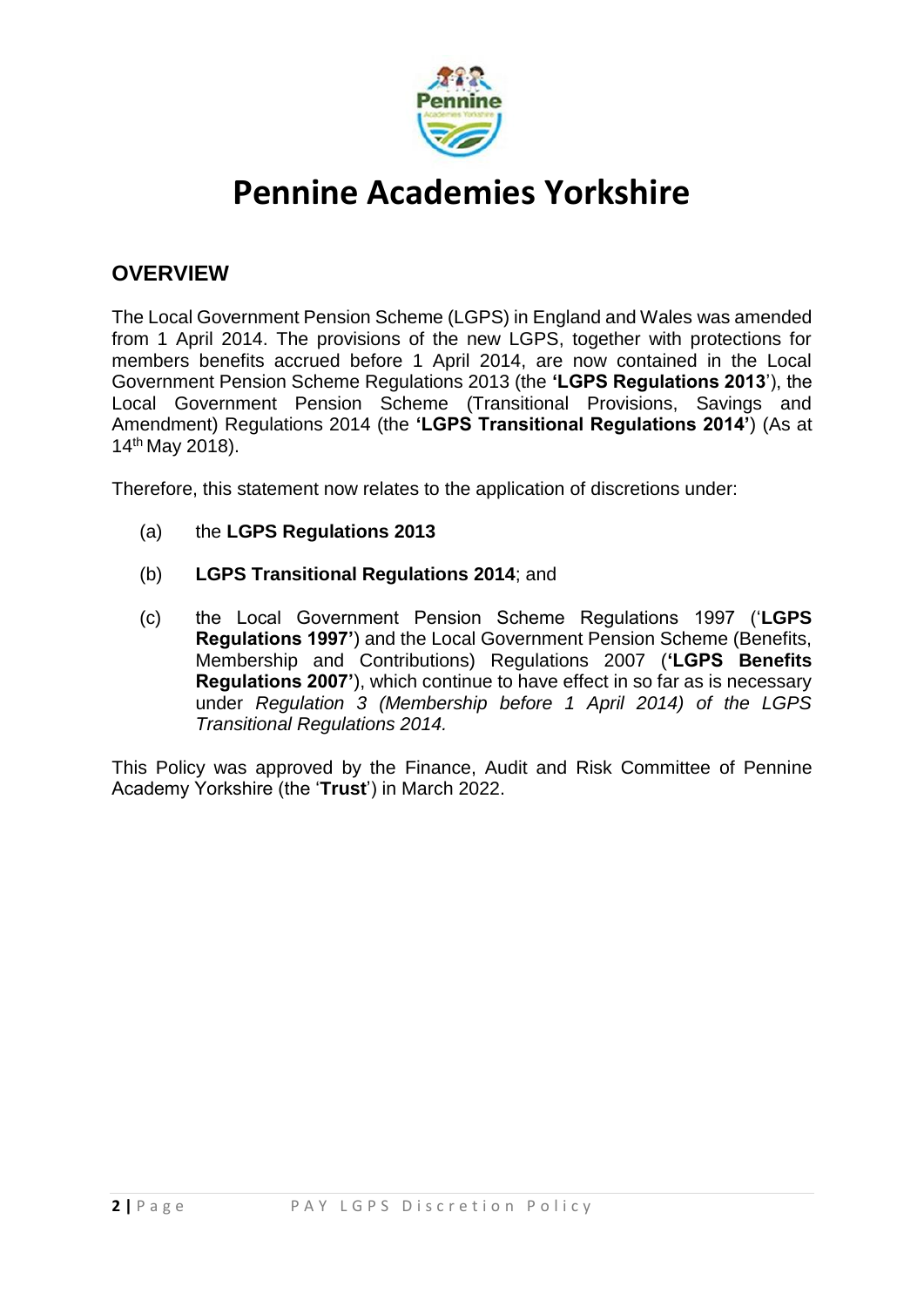# Pennine Academies Yorkshire

## OVERVIEW

The Local Government Pension Scheme (LGPS) in England and Wales was amended from 1 April 2014. The provisions of the new LGPS, together with protections for members benefits accrued before 1 April 2014, are now contained in the Local Government Pension Scheme Regulations 2013 (the **'LGPS Regulations 2013**'), the Local Government Pension Scheme (Transitional Provisions, Savings and Amendment) Regulations 2014 (the **'LGPS Transitional Regulations 2014'**) (As at 14th May 2018).

Therefore, this statement now relates to the application of discretions under:

(a) the **LGPS Regulations 2013**

(b) **LGPS Transitional Regulations 2014**; and

(c) the Local Government Pension Scheme Regulations 1997 ('**LGPS Regulations 1997'**) and the Local Government Pension Scheme (Benefits, Membership and Contributions) Regulations 2007 (**'LGPS Benefits Regulations 2007'**), which continue to have effect in so far as is necessary under *Regulation 3 (Membership before 1 April 2014) of the LGPS Transitional Regulations 2014.*

This Policy was approved by the Finance, Audit and Risk Committee of Pennine Academy Yorkshire (the '**Trust**') in March 2022.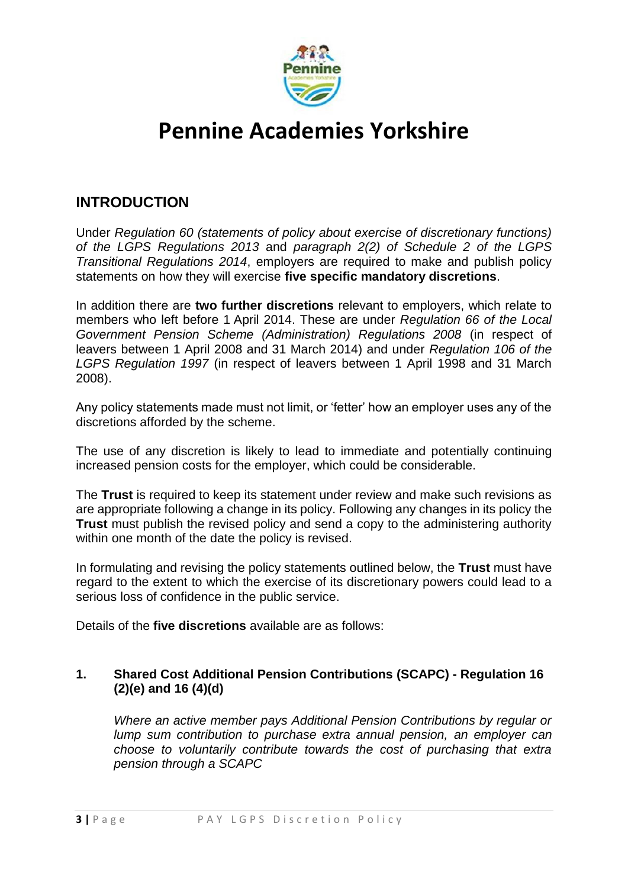# Pennine Academies Yorkshire

## INTRODUCTION

Under *Regulation 60 (statements of policy about exercise of discretionary functions) of the LGPS Regulations 2013* and *paragraph 2(2) of Schedule 2 of the LGPS Transitional Regulations 2014*, employers are required to make and publish policy statements on how they will exercise **five specific mandatory discretions**.

In addition there are **two further discretions** relevant to employers, which relate to members who left before 1 April 2014. These are under *Regulation 66 of the Local Government Pension Scheme (Administration) Regulations 2008* (in respect of leavers between 1 April 2008 and 31 March 2014) and under *Regulation 106 of the LGPS Regulation 1997* (in respect of leavers between 1 April 1998 and 31 March 2008).

Any policy statements made must not limit, or 'fetter' how an employer uses any of the discretions afforded by the scheme.

The use of any discretion is likely to lead to immediate and potentially continuing increased pension costs for the employer, which could be considerable.

The **Trust** is required to keep its statement under review and make such revisions as are appropriate following a change in its policy. Following any changes in its policy the **Trust** must publish the revised policy and send a copy to the administering authority within one month of the date the policy is revised.

In formulating and revising the policy statements outlined below, the **Trust** must have regard to the extent to which the exercise of its discretionary powers could lead to a serious loss of confidence in the public service.

Details of the **five discretions** available are as follows:

### 1. Shared Cost Additional Pension Contributions (SCAPC) - Regulation 16 (2)(e) and 16 (4)(d)

*Where an active member pays Additional Pension Contributions by regular or lump sum contribution to purchase extra annual pension, an employer can choose to voluntarily contribute towards the cost of purchasing that extra pension through a SCAPC*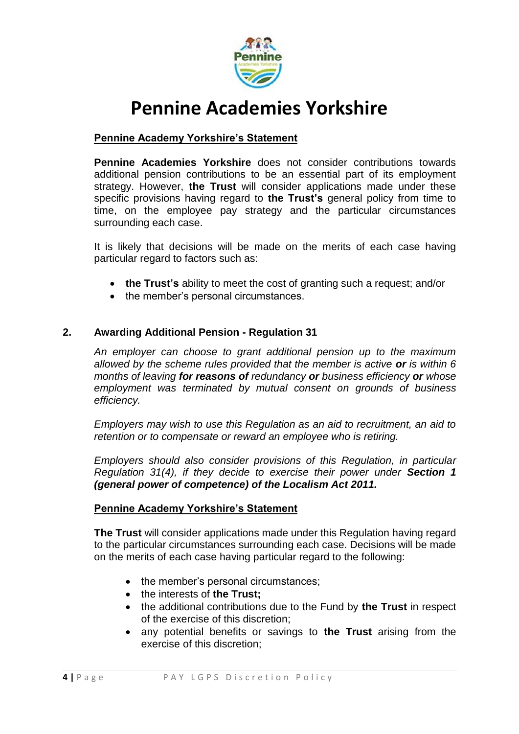# Pennine Academies Yorkshire

**Pennine Academy Yorkshire's Statement**

**Pennine Academies Yorkshire** does not consider contributions towards additional pension contributions to be an essential part of its employment strategy. However, **the Trust** will consider applications made under these specific provisions having regard to **the Trust's** general policy from time to time, on the employee pay strategy and the particular circumstances surrounding each case.

It is likely that decisions will be made on the merits of each case having particular regard to factors such as:

- **the Trust's** ability to meet the cost of granting such a request; and/or
- the member's personal circumstances.

## 2. Awarding Additional Pension - Regulation 31

*An employer can choose to grant additional pension up to the maximum allowed by the scheme rules provided that the member is active* ***or*** *is within 6 months of leaving* ***for reasons of*** *redundancy* ***or*** *business efficiency* ***or*** *whose employment was terminated by mutual consent on grounds of business efficiency.*

*Employers may wish to use this Regulation as an aid to recruitment, an aid to retention or to compensate or reward an employee who is retiring.*

*Employers should also consider provisions of this Regulation, in particular Regulation 31(4), if they decide to exercise their power under* ***Section 1 (general power of competence) of the Localism Act 2011.***

**Pennine Academy Yorkshire's Statement**

**The Trust** will consider applications made under this Regulation having regard to the particular circumstances surrounding each case. Decisions will be made on the merits of each case having particular regard to the following:

- the member's personal circumstances;
- the interests of **the Trust;**
- the additional contributions due to the Fund by **the Trust** in respect of the exercise of this discretion;
- any potential benefits or savings to **the Trust** arising from the exercise of this discretion;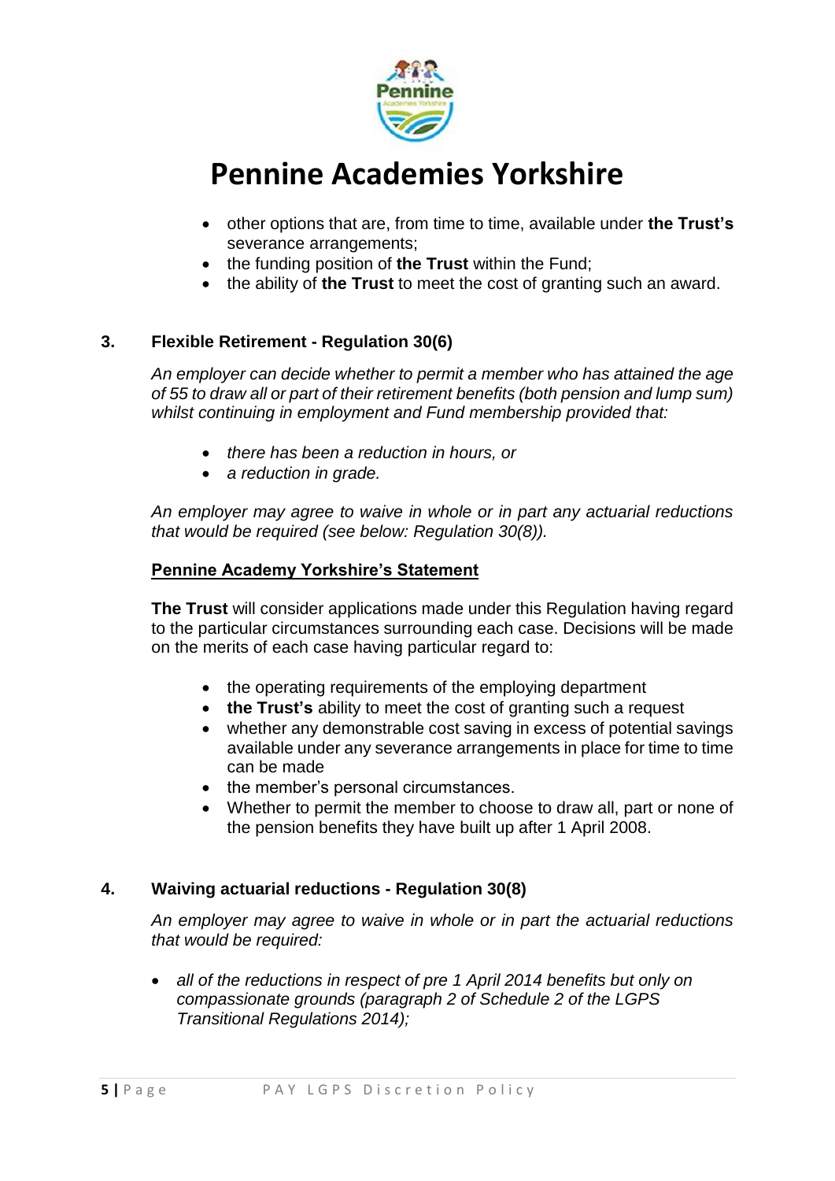- other options that are, from time to time, available under **the Trust's** severance arrangements;
- the funding position of **the Trust** within the Fund;
- the ability of **the Trust** to meet the cost of granting such an award.

## 3. Flexible Retirement - Regulation 30(6)

*An employer can decide whether to permit a member who has attained the age of 55 to draw all or part of their retirement benefits (both pension and lump sum) whilst continuing in employment and Fund membership provided that:*

- *there has been a reduction in hours, or*
- *a reduction in grade.*

*An employer may agree to waive in whole or in part any actuarial reductions that would be required (see below: Regulation 30(8)).*

**Pennine Academy Yorkshire's Statement**

**The Trust** will consider applications made under this Regulation having regard to the particular circumstances surrounding each case. Decisions will be made on the merits of each case having particular regard to:

- the operating requirements of the employing department
- **the Trust's** ability to meet the cost of granting such a request
- whether any demonstrable cost saving in excess of potential savings available under any severance arrangements in place for time to time can be made
- the member's personal circumstances.
- Whether to permit the member to choose to draw all, part or none of the pension benefits they have built up after 1 April 2008.

## 4. Waiving actuarial reductions - Regulation 30(8)

*An employer may agree to waive in whole or in part the actuarial reductions that would be required:*

- *all of the reductions in respect of pre 1 April 2014 benefits but only on compassionate grounds (paragraph 2 of Schedule 2 of the LGPS Transitional Regulations 2014);*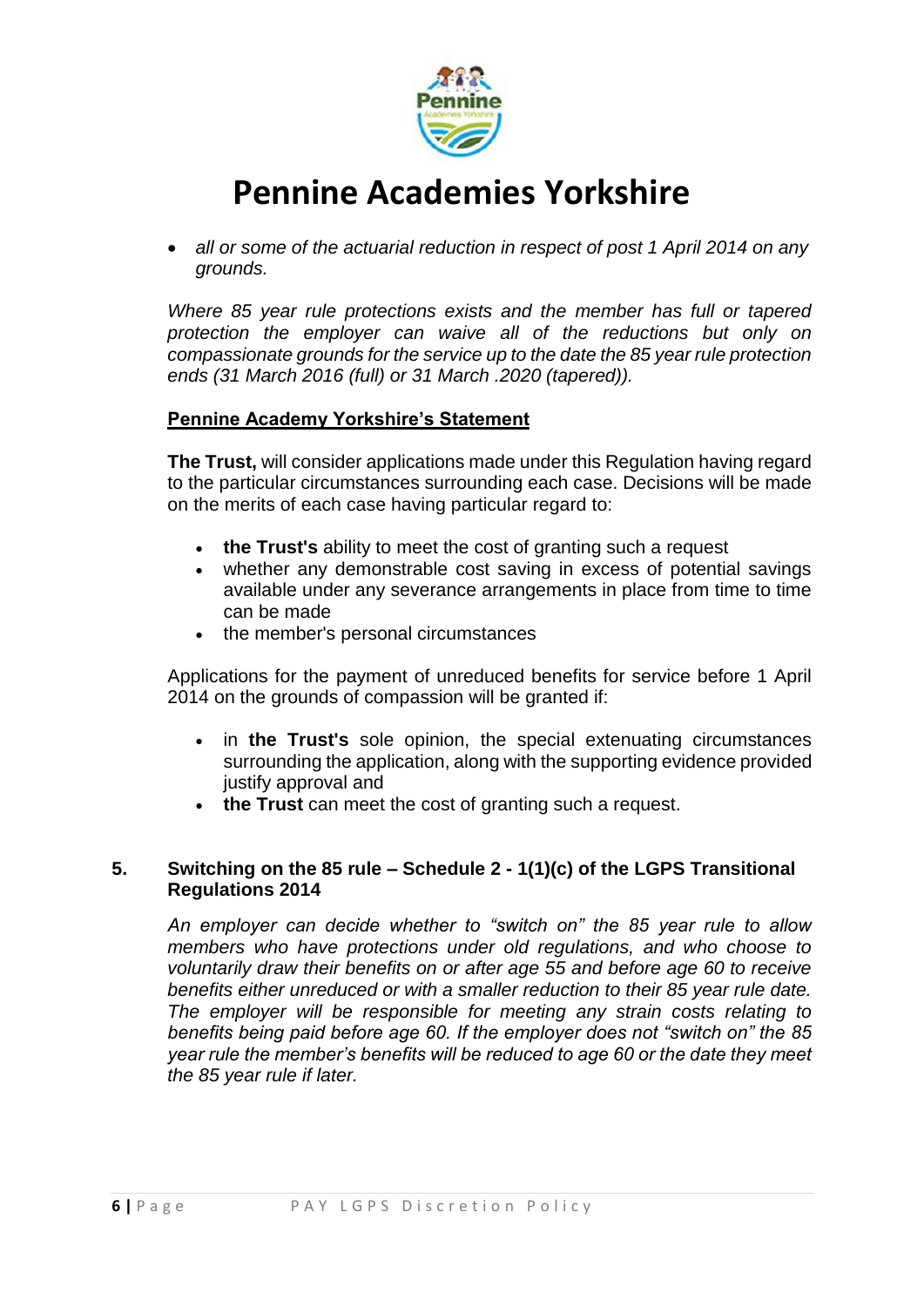- *all or some of the actuarial reduction in respect of post 1 April 2014 on any grounds.*

*Where 85 year rule protections exists and the member has full or tapered protection the employer can waive all of the reductions but only on compassionate grounds for the service up to the date the 85 year rule protection ends (31 March 2016 (full) or 31 March .2020 (tapered)).*

**Pennine Academy Yorkshire's Statement**

**The Trust,** will consider applications made under this Regulation having regard to the particular circumstances surrounding each case. Decisions will be made on the merits of each case having particular regard to:

- **the Trust's** ability to meet the cost of granting such a request
- whether any demonstrable cost saving in excess of potential savings available under any severance arrangements in place from time to time can be made
- the member's personal circumstances

Applications for the payment of unreduced benefits for service before 1 April 2014 on the grounds of compassion will be granted if:

- in **the Trust's** sole opinion, the special extenuating circumstances surrounding the application, along with the supporting evidence provided justify approval and
- **the Trust** can meet the cost of granting such a request.

## 5. Switching on the 85 rule – Schedule 2 - 1(1)(c) of the LGPS Transitional Regulations 2014

*An employer can decide whether to "switch on" the 85 year rule to allow members who have protections under old regulations, and who choose to voluntarily draw their benefits on or after age 55 and before age 60 to receive benefits either unreduced or with a smaller reduction to their 85 year rule date. The employer will be responsible for meeting any strain costs relating to benefits being paid before age 60. If the employer does not "switch on" the 85 year rule the member's benefits will be reduced to age 60 or the date they meet the 85 year rule if later.*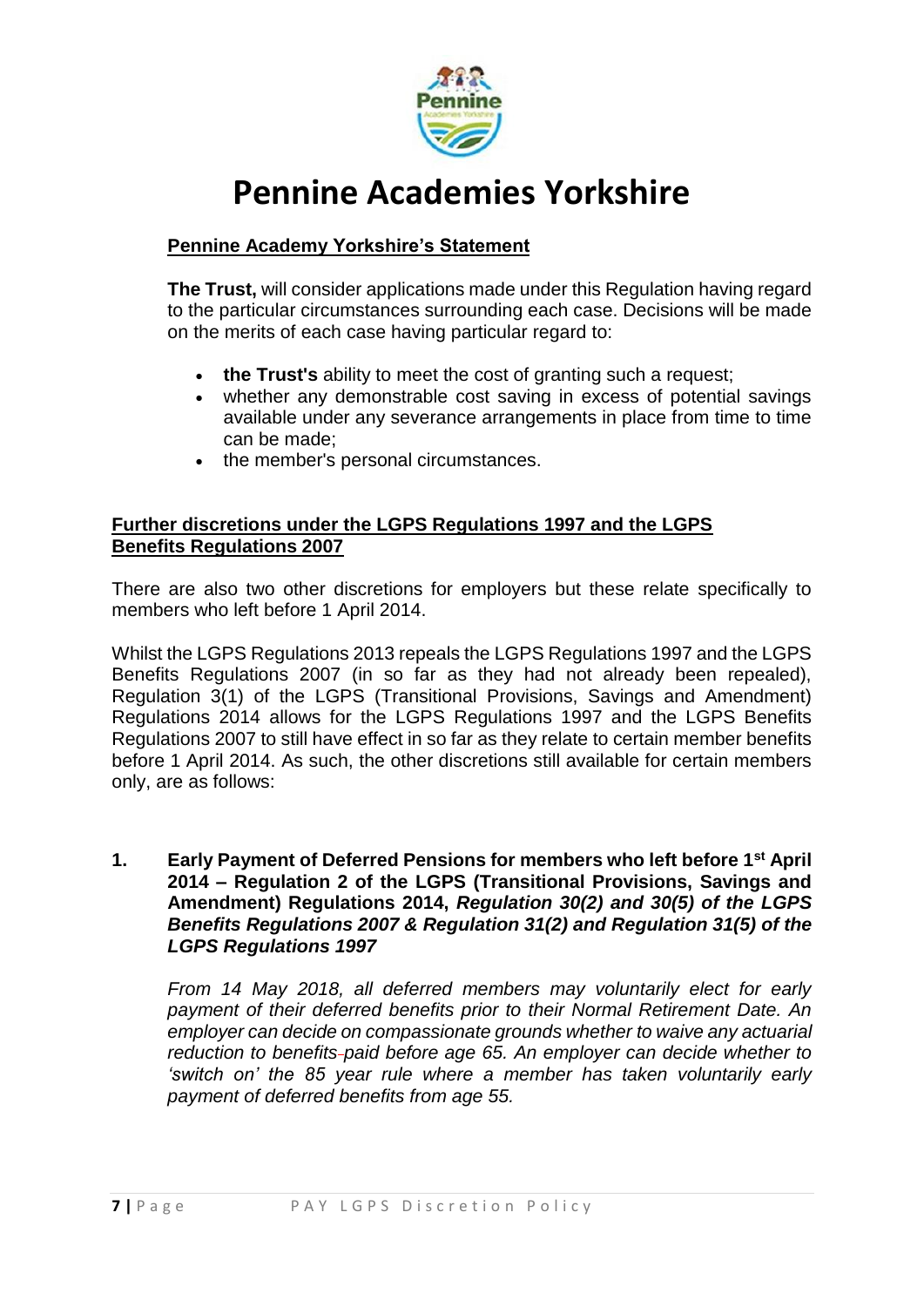# Pennine Academies Yorkshire

**Pennine Academy Yorkshire's Statement**

**The Trust,** will consider applications made under this Regulation having regard to the particular circumstances surrounding each case. Decisions will be made on the merits of each case having particular regard to:

- **the Trust's** ability to meet the cost of granting such a request;
- whether any demonstrable cost saving in excess of potential savings available under any severance arrangements in place from time to time can be made;
- the member's personal circumstances.

**Further discretions under the LGPS Regulations 1997 and the LGPS Benefits Regulations 2007**

There are also two other discretions for employers but these relate specifically to members who left before 1 April 2014.

Whilst the LGPS Regulations 2013 repeals the LGPS Regulations 1997 and the LGPS Benefits Regulations 2007 (in so far as they had not already been repealed), Regulation 3(1) of the LGPS (Transitional Provisions, Savings and Amendment) Regulations 2014 allows for the LGPS Regulations 1997 and the LGPS Benefits Regulations 2007 to still have effect in so far as they relate to certain member benefits before 1 April 2014. As such, the other discretions still available for certain members only, are as follows:

**1. Early Payment of Deferred Pensions for members who left before 1st April 2014 – Regulation 2 of the LGPS (Transitional Provisions, Savings and Amendment) Regulations 2014, *Regulation 30(2) and 30(5) of the LGPS Benefits Regulations 2007 & Regulation 31(2) and Regulation 31(5) of the LGPS Regulations 1997***

*From 14 May 2018, all deferred members may voluntarily elect for early payment of their deferred benefits prior to their Normal Retirement Date. An employer can decide on compassionate grounds whether to waive any actuarial reduction to benefits paid before age 65. An employer can decide whether to 'switch on' the 85 year rule where a member has taken voluntarily early payment of deferred benefits from age 55.*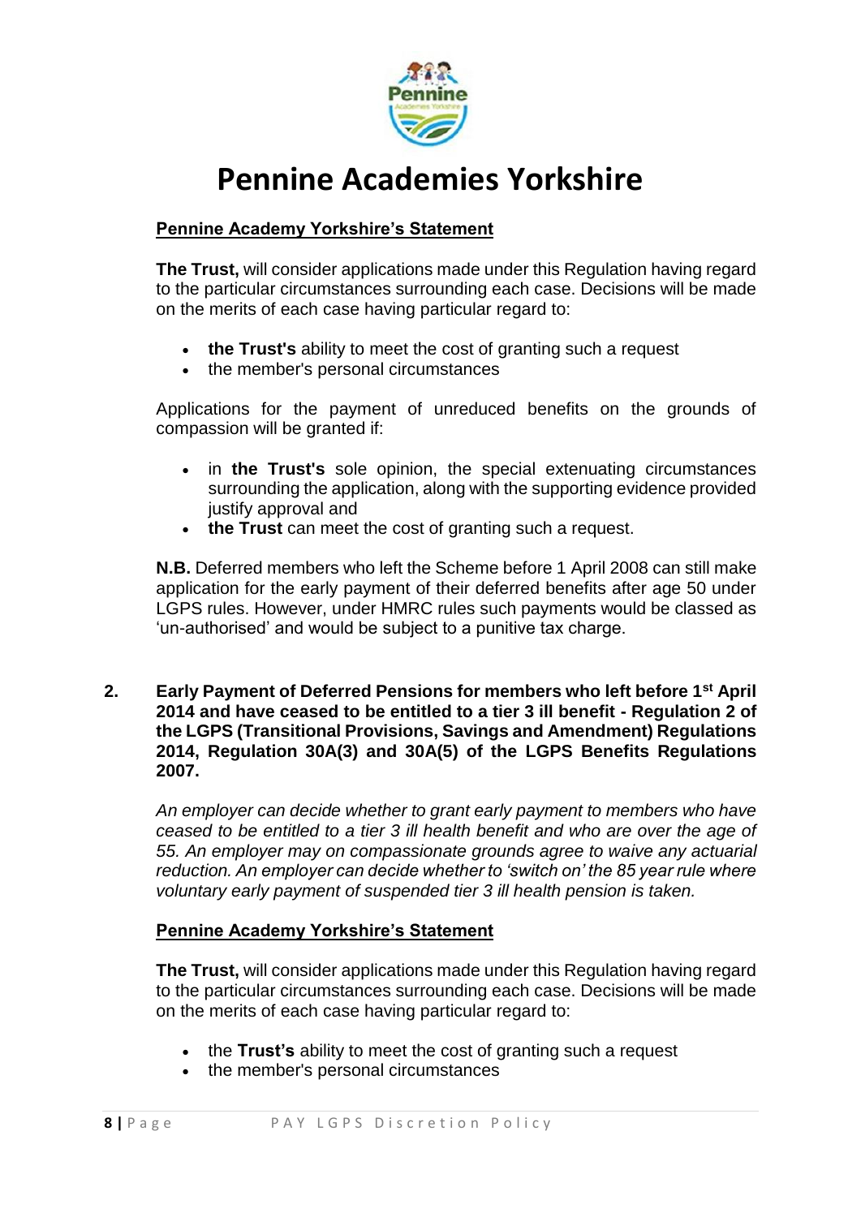# Pennine Academies Yorkshire

**Pennine Academy Yorkshire's Statement**

**The Trust,** will consider applications made under this Regulation having regard to the particular circumstances surrounding each case. Decisions will be made on the merits of each case having particular regard to:

- **the Trust's** ability to meet the cost of granting such a request
- the member's personal circumstances

Applications for the payment of unreduced benefits on the grounds of compassion will be granted if:

- in **the Trust's** sole opinion, the special extenuating circumstances surrounding the application, along with the supporting evidence provided justify approval and
- **the Trust** can meet the cost of granting such a request.

**N.B.** Deferred members who left the Scheme before 1 April 2008 can still make application for the early payment of their deferred benefits after age 50 under LGPS rules. However, under HMRC rules such payments would be classed as 'un-authorised' and would be subject to a punitive tax charge.

**2. Early Payment of Deferred Pensions for members who left before 1st April 2014 and have ceased to be entitled to a tier 3 ill benefit - Regulation 2 of the LGPS (Transitional Provisions, Savings and Amendment) Regulations 2014, Regulation 30A(3) and 30A(5) of the LGPS Benefits Regulations 2007.**

*An employer can decide whether to grant early payment to members who have ceased to be entitled to a tier 3 ill health benefit and who are over the age of 55. An employer may on compassionate grounds agree to waive any actuarial reduction. An employer can decide whether to 'switch on' the 85 year rule where voluntary early payment of suspended tier 3 ill health pension is taken.*

**Pennine Academy Yorkshire's Statement**

**The Trust,** will consider applications made under this Regulation having regard to the particular circumstances surrounding each case. Decisions will be made on the merits of each case having particular regard to:

- the **Trust's** ability to meet the cost of granting such a request
- the member's personal circumstances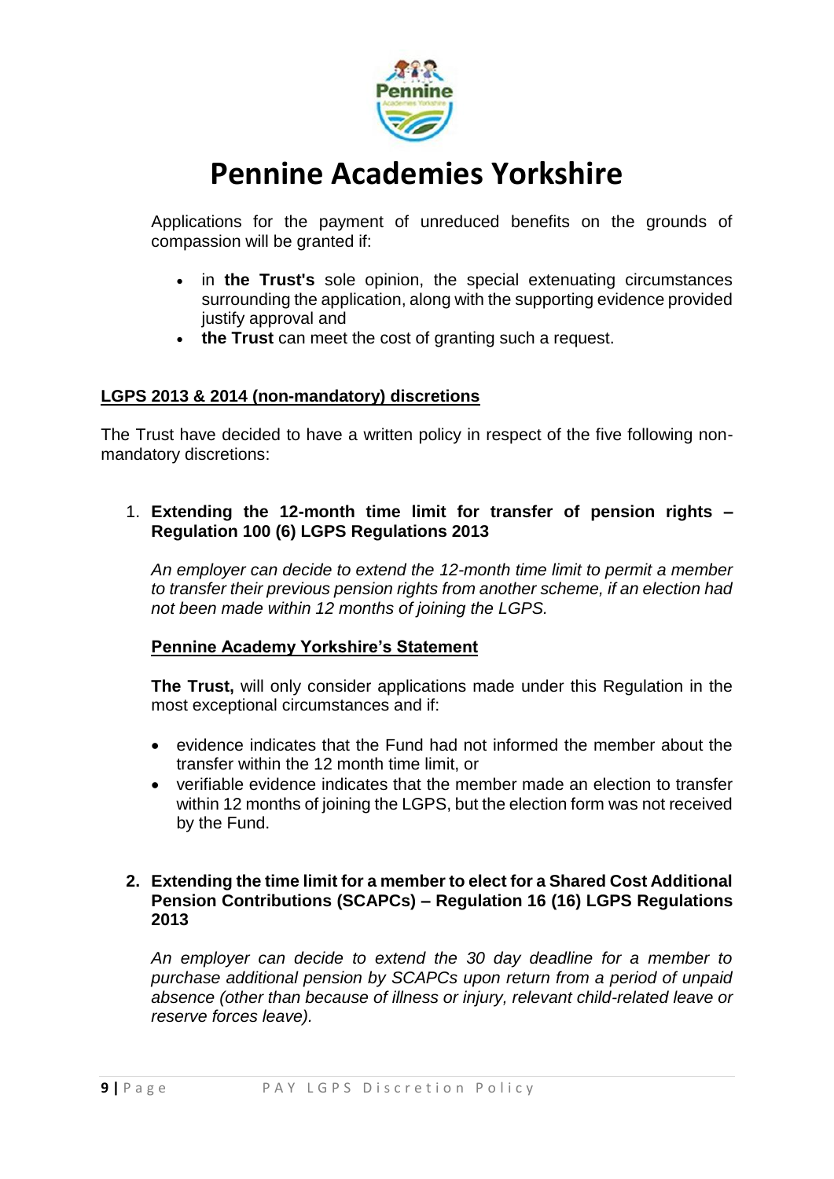Applications for the payment of unreduced benefits on the grounds of compassion will be granted if:

- in **the Trust's** sole opinion, the special extenuating circumstances surrounding the application, along with the supporting evidence provided justify approval and
- **the Trust** can meet the cost of granting such a request.

## LGPS 2013 & 2014 (non-mandatory) discretions

The Trust have decided to have a written policy in respect of the five following non-mandatory discretions:

1. **Extending the 12-month time limit for transfer of pension rights – Regulation 100 (6) LGPS Regulations 2013**

   *An employer can decide to extend the 12-month time limit to permit a member to transfer their previous pension rights from another scheme, if an election had not been made within 12 months of joining the LGPS.*

   **Pennine Academy Yorkshire's Statement**

   **The Trust,** will only consider applications made under this Regulation in the most exceptional circumstances and if:

   - evidence indicates that the Fund had not informed the member about the transfer within the 12 month time limit, or
   - verifiable evidence indicates that the member made an election to transfer within 12 months of joining the LGPS, but the election form was not received by the Fund.

2. **Extending the time limit for a member to elect for a Shared Cost Additional Pension Contributions (SCAPCs) – Regulation 16 (16) LGPS Regulations 2013**

   *An employer can decide to extend the 30 day deadline for a member to purchase additional pension by SCAPCs upon return from a period of unpaid absence (other than because of illness or injury, relevant child-related leave or reserve forces leave).*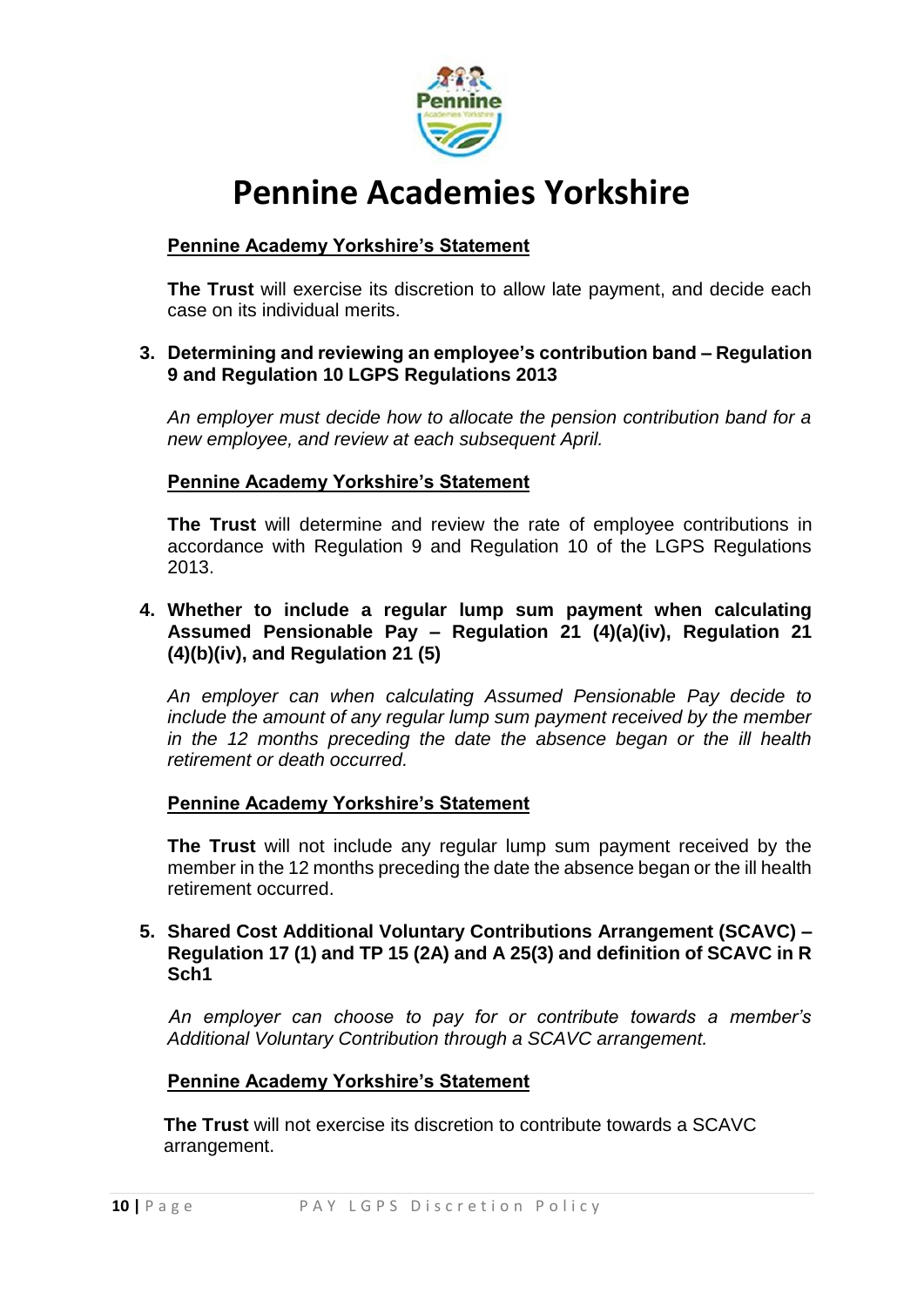# Pennine Academies Yorkshire

**Pennine Academy Yorkshire's Statement**

**The Trust** will exercise its discretion to allow late payment, and decide each case on its individual merits.

3. **Determining and reviewing an employee's contribution band – Regulation 9 and Regulation 10 LGPS Regulations 2013**

*An employer must decide how to allocate the pension contribution band for a new employee, and review at each subsequent April.*

**Pennine Academy Yorkshire's Statement**

**The Trust** will determine and review the rate of employee contributions in accordance with Regulation 9 and Regulation 10 of the LGPS Regulations 2013.

4. **Whether to include a regular lump sum payment when calculating Assumed Pensionable Pay – Regulation 21 (4)(a)(iv), Regulation 21 (4)(b)(iv), and Regulation 21 (5)**

*An employer can when calculating Assumed Pensionable Pay decide to include the amount of any regular lump sum payment received by the member in the 12 months preceding the date the absence began or the ill health retirement or death occurred.*

**Pennine Academy Yorkshire's Statement**

**The Trust** will not include any regular lump sum payment received by the member in the 12 months preceding the date the absence began or the ill health retirement occurred.

5. **Shared Cost Additional Voluntary Contributions Arrangement (SCAVC) – Regulation 17 (1) and TP 15 (2A) and A 25(3) and definition of SCAVC in R Sch1**

*An employer can choose to pay for or contribute towards a member's Additional Voluntary Contribution through a SCAVC arrangement.*

**Pennine Academy Yorkshire's Statement**

**The Trust** will not exercise its discretion to contribute towards a SCAVC arrangement.